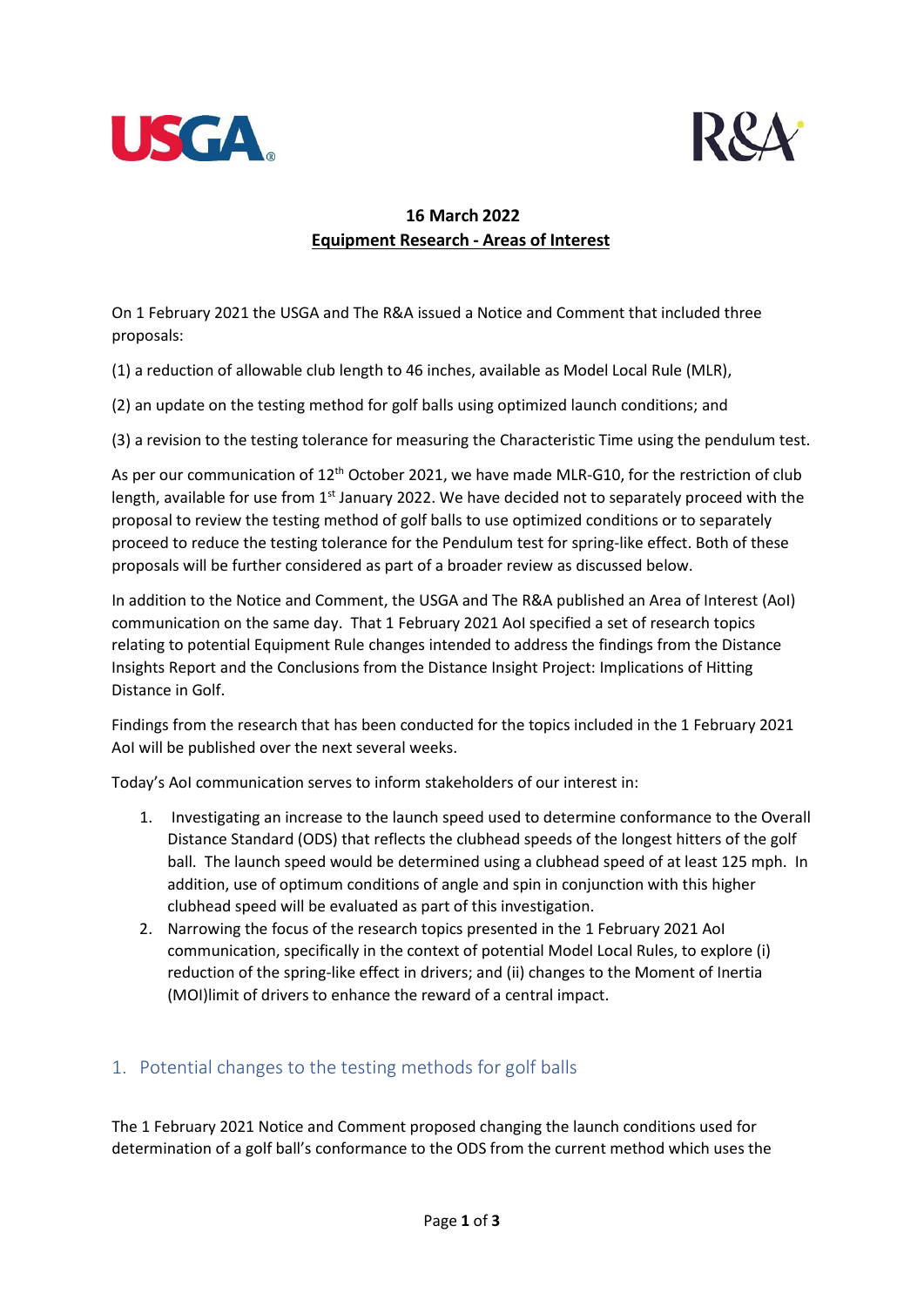**16 March 2022**

**Equipment Research - Areas of Interest**

On 1 February 2021 the USGA and The R&A issued a Notice and Comment that included three proposals:

(1) a reduction of allowable club length to 46 inches, available as Model Local Rule (MLR),

(2) an update on the testing method for golf balls using optimized launch conditions; and

(3) a revision to the testing tolerance for measuring the Characteristic Time using the pendulum test.

As per our communication of 12th October 2021, we have made MLR-G10, for the restriction of club length, available for use from 1st January 2022. We have decided not to separately proceed with the proposal to review the testing method of golf balls to use optimized conditions or to separately proceed to reduce the testing tolerance for the Pendulum test for spring-like effect. Both of these proposals will be further considered as part of a broader review as discussed below.

In addition to the Notice and Comment, the USGA and The R&A published an Area of Interest (AoI) communication on the same day. That 1 February 2021 AoI specified a set of research topics relating to potential Equipment Rule changes intended to address the findings from the Distance Insights Report and the Conclusions from the Distance Insight Project: Implications of Hitting Distance in Golf.

Findings from the research that has been conducted for the topics included in the 1 February 2021 AoI will be published over the next several weeks.

Today's AoI communication serves to inform stakeholders of our interest in:

1. Investigating an increase to the launch speed used to determine conformance to the Overall Distance Standard (ODS) that reflects the clubhead speeds of the longest hitters of the golf ball. The launch speed would be determined using a clubhead speed of at least 125 mph. In addition, use of optimum conditions of angle and spin in conjunction with this higher clubhead speed will be evaluated as part of this investigation.
2. Narrowing the focus of the research topics presented in the 1 February 2021 AoI communication, specifically in the context of potential Model Local Rules, to explore (i) reduction of the spring-like effect in drivers; and (ii) changes to the Moment of Inertia (MOI)limit of drivers to enhance the reward of a central impact.

## 1. Potential changes to the testing methods for golf balls

The 1 February 2021 Notice and Comment proposed changing the launch conditions used for determination of a golf ball's conformance to the ODS from the current method which uses the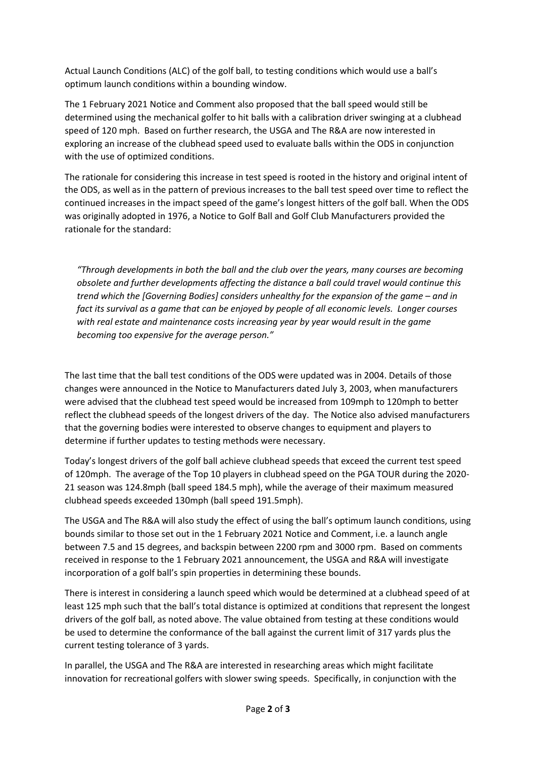Actual Launch Conditions (ALC) of the golf ball, to testing conditions which would use a ball's optimum launch conditions within a bounding window.

The 1 February 2021 Notice and Comment also proposed that the ball speed would still be determined using the mechanical golfer to hit balls with a calibration driver swinging at a clubhead speed of 120 mph. Based on further research, the USGA and The R&A are now interested in exploring an increase of the clubhead speed used to evaluate balls within the ODS in conjunction with the use of optimized conditions.

The rationale for considering this increase in test speed is rooted in the history and original intent of the ODS, as well as in the pattern of previous increases to the ball test speed over time to reflect the continued increases in the impact speed of the game's longest hitters of the golf ball. When the ODS was originally adopted in 1976, a Notice to Golf Ball and Golf Club Manufacturers provided the rationale for the standard:

> *"Through developments in both the ball and the club over the years, many courses are becoming obsolete and further developments affecting the distance a ball could travel would continue this trend which the [Governing Bodies] considers unhealthy for the expansion of the game – and in fact its survival as a game that can be enjoyed by people of all economic levels. Longer courses with real estate and maintenance costs increasing year by year would result in the game becoming too expensive for the average person."*

The last time that the ball test conditions of the ODS were updated was in 2004. Details of those changes were announced in the Notice to Manufacturers dated July 3, 2003, when manufacturers were advised that the clubhead test speed would be increased from 109mph to 120mph to better reflect the clubhead speeds of the longest drivers of the day. The Notice also advised manufacturers that the governing bodies were interested to observe changes to equipment and players to determine if further updates to testing methods were necessary.

Today's longest drivers of the golf ball achieve clubhead speeds that exceed the current test speed of 120mph. The average of the Top 10 players in clubhead speed on the PGA TOUR during the 2020-21 season was 124.8mph (ball speed 184.5 mph), while the average of their maximum measured clubhead speeds exceeded 130mph (ball speed 191.5mph).

The USGA and The R&A will also study the effect of using the ball's optimum launch conditions, using bounds similar to those set out in the 1 February 2021 Notice and Comment, i.e. a launch angle between 7.5 and 15 degrees, and backspin between 2200 rpm and 3000 rpm. Based on comments received in response to the 1 February 2021 announcement, the USGA and R&A will investigate incorporation of a golf ball's spin properties in determining these bounds.

There is interest in considering a launch speed which would be determined at a clubhead speed of at least 125 mph such that the ball's total distance is optimized at conditions that represent the longest drivers of the golf ball, as noted above. The value obtained from testing at these conditions would be used to determine the conformance of the ball against the current limit of 317 yards plus the current testing tolerance of 3 yards.

In parallel, the USGA and The R&A are interested in researching areas which might facilitate innovation for recreational golfers with slower swing speeds. Specifically, in conjunction with the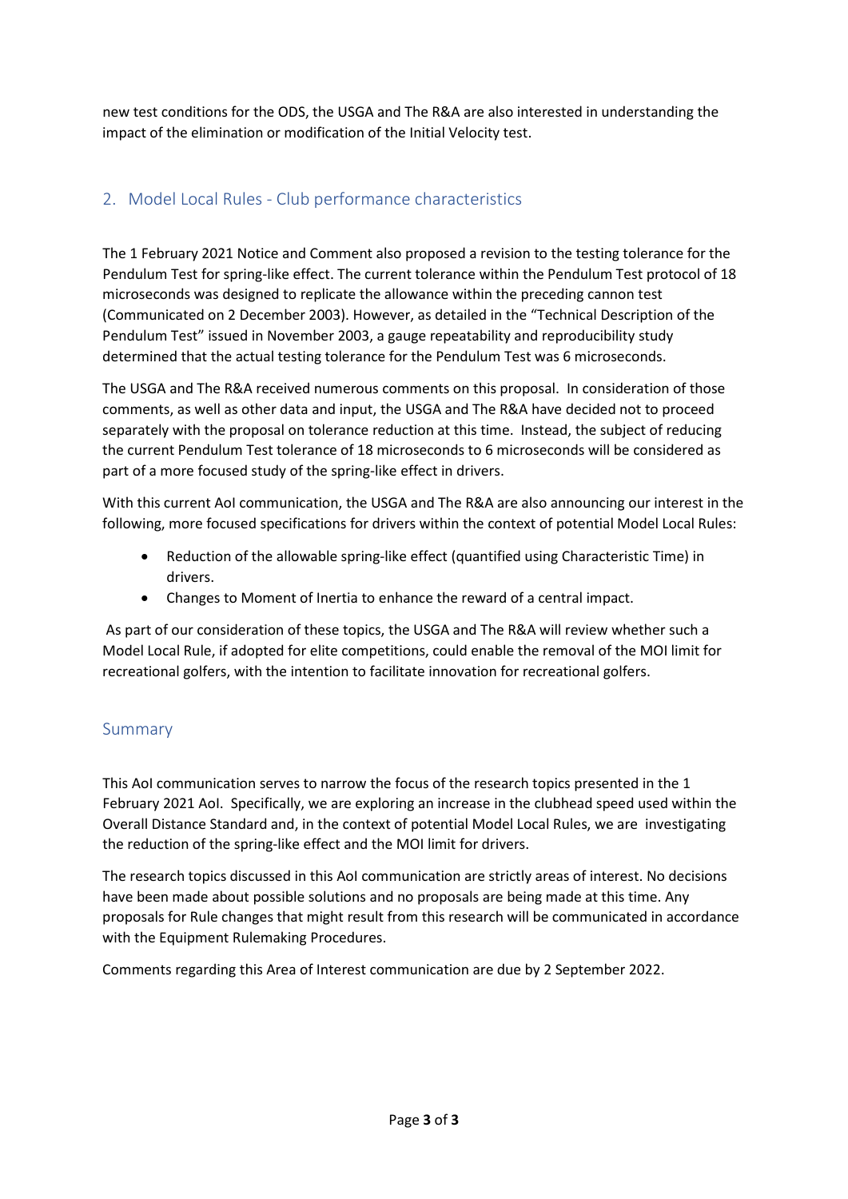new test conditions for the ODS, the USGA and The R&A are also interested in understanding the impact of the elimination or modification of the Initial Velocity test.

## 2. Model Local Rules - Club performance characteristics

The 1 February 2021 Notice and Comment also proposed a revision to the testing tolerance for the Pendulum Test for spring-like effect. The current tolerance within the Pendulum Test protocol of 18 microseconds was designed to replicate the allowance within the preceding cannon test (Communicated on 2 December 2003). However, as detailed in the "Technical Description of the Pendulum Test" issued in November 2003, a gauge repeatability and reproducibility study determined that the actual testing tolerance for the Pendulum Test was 6 microseconds.

The USGA and The R&A received numerous comments on this proposal. In consideration of those comments, as well as other data and input, the USGA and The R&A have decided not to proceed separately with the proposal on tolerance reduction at this time. Instead, the subject of reducing the current Pendulum Test tolerance of 18 microseconds to 6 microseconds will be considered as part of a more focused study of the spring-like effect in drivers.

With this current AoI communication, the USGA and The R&A are also announcing our interest in the following, more focused specifications for drivers within the context of potential Model Local Rules:

- Reduction of the allowable spring-like effect (quantified using Characteristic Time) in drivers.
- Changes to Moment of Inertia to enhance the reward of a central impact.

As part of our consideration of these topics, the USGA and The R&A will review whether such a Model Local Rule, if adopted for elite competitions, could enable the removal of the MOI limit for recreational golfers, with the intention to facilitate innovation for recreational golfers.

## Summary

This AoI communication serves to narrow the focus of the research topics presented in the 1 February 2021 AoI. Specifically, we are exploring an increase in the clubhead speed used within the Overall Distance Standard and, in the context of potential Model Local Rules, we are investigating the reduction of the spring-like effect and the MOI limit for drivers.

The research topics discussed in this AoI communication are strictly areas of interest. No decisions have been made about possible solutions and no proposals are being made at this time. Any proposals for Rule changes that might result from this research will be communicated in accordance with the Equipment Rulemaking Procedures.

Comments regarding this Area of Interest communication are due by 2 September 2022.